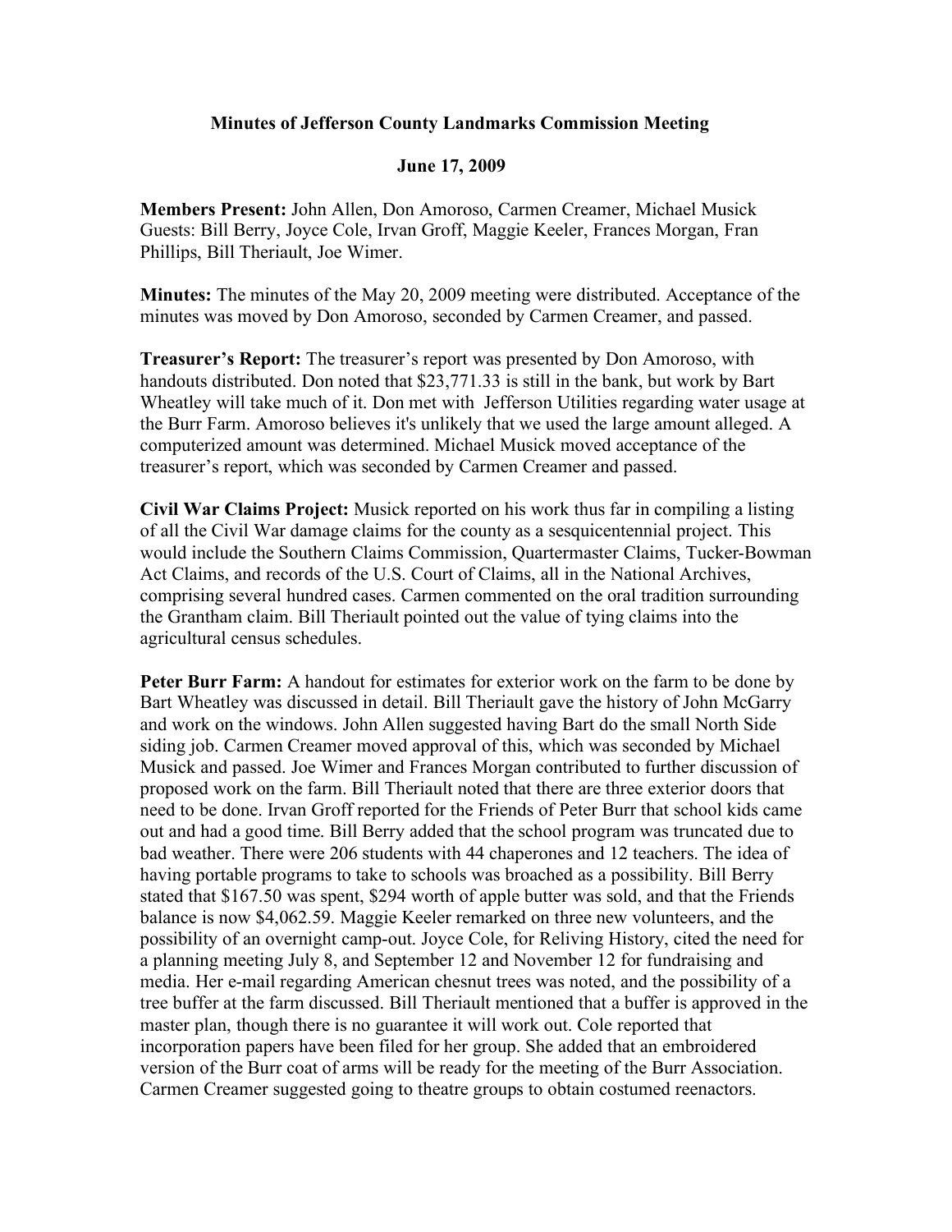# Minutes of Jefferson County Landmarks Commission Meeting

## June 17, 2009

**Members Present:** John Allen, Don Amoroso, Carmen Creamer, Michael Musick
Guests: Bill Berry, Joyce Cole, Irvan Groff, Maggie Keeler, Frances Morgan, Fran Phillips, Bill Theriault, Joe Wimer.

**Minutes:** The minutes of the May 20, 2009 meeting were distributed. Acceptance of the minutes was moved by Don Amoroso, seconded by Carmen Creamer, and passed.

**Treasurer's Report:** The treasurer's report was presented by Don Amoroso, with handouts distributed. Don noted that $23,771.33 is still in the bank, but work by Bart Wheatley will take much of it. Don met with Jefferson Utilities regarding water usage at the Burr Farm. Amoroso believes it's unlikely that we used the large amount alleged. A computerized amount was determined. Michael Musick moved acceptance of the treasurer's report, which was seconded by Carmen Creamer and passed.

**Civil War Claims Project:** Musick reported on his work thus far in compiling a listing of all the Civil War damage claims for the county as a sesquicentennial project. This would include the Southern Claims Commission, Quartermaster Claims, Tucker-Bowman Act Claims, and records of the U.S. Court of Claims, all in the National Archives, comprising several hundred cases. Carmen commented on the oral tradition surrounding the Grantham claim. Bill Theriault pointed out the value of tying claims into the agricultural census schedules.

**Peter Burr Farm:** A handout for estimates for exterior work on the farm to be done by Bart Wheatley was discussed in detail. Bill Theriault gave the history of John McGarry and work on the windows. John Allen suggested having Bart do the small North Side siding job. Carmen Creamer moved approval of this, which was seconded by Michael Musick and passed. Joe Wimer and Frances Morgan contributed to further discussion of proposed work on the farm. Bill Theriault noted that there are three exterior doors that need to be done. Irvan Groff reported for the Friends of Peter Burr that school kids came out and had a good time. Bill Berry added that the school program was truncated due to bad weather. There were 206 students with 44 chaperones and 12 teachers. The idea of having portable programs to take to schools was broached as a possibility. Bill Berry stated that $167.50 was spent, $294 worth of apple butter was sold, and that the Friends balance is now $4,062.59. Maggie Keeler remarked on three new volunteers, and the possibility of an overnight camp-out. Joyce Cole, for Reliving History, cited the need for a planning meeting July 8, and September 12 and November 12 for fundraising and media. Her e-mail regarding American chesnut trees was noted, and the possibility of a tree buffer at the farm discussed. Bill Theriault mentioned that a buffer is approved in the master plan, though there is no guarantee it will work out. Cole reported that incorporation papers have been filed for her group. She added that an embroidered version of the Burr coat of arms will be ready for the meeting of the Burr Association. Carmen Creamer suggested going to theatre groups to obtain costumed reenactors.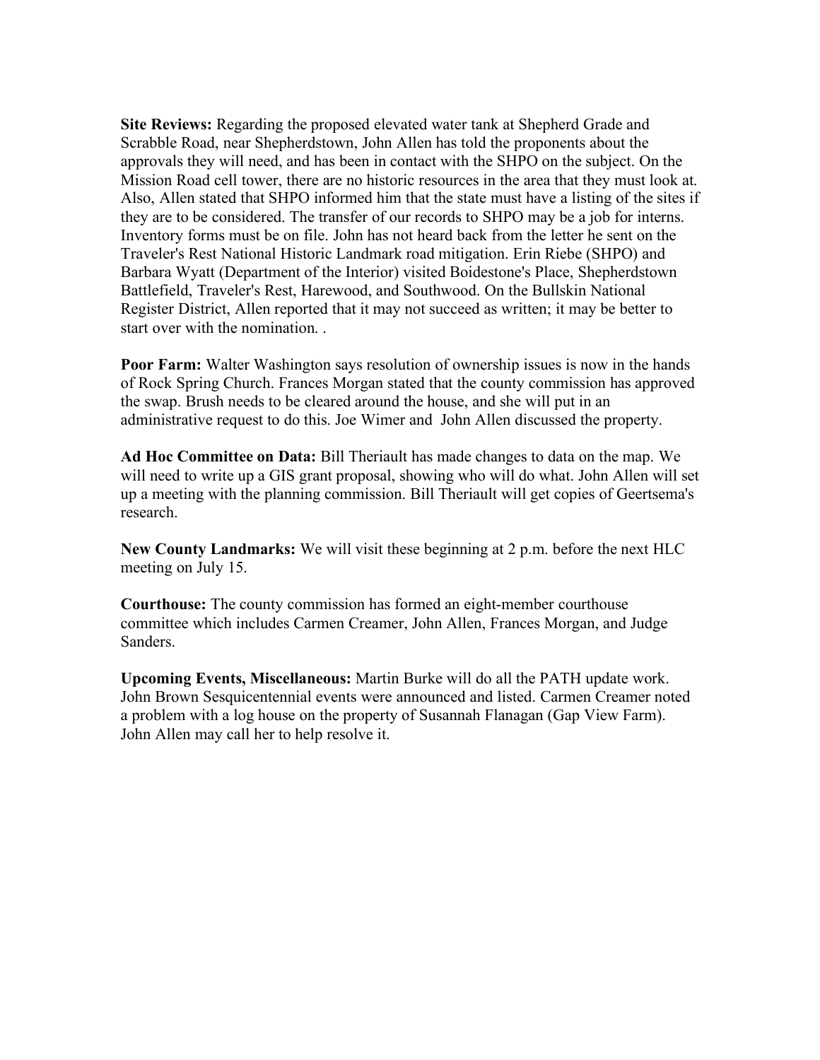**Site Reviews:** Regarding the proposed elevated water tank at Shepherd Grade and Scrabble Road, near Shepherdstown, John Allen has told the proponents about the approvals they will need, and has been in contact with the SHPO on the subject. On the Mission Road cell tower, there are no historic resources in the area that they must look at. Also, Allen stated that SHPO informed him that the state must have a listing of the sites if they are to be considered. The transfer of our records to SHPO may be a job for interns. Inventory forms must be on file. John has not heard back from the letter he sent on the Traveler's Rest National Historic Landmark road mitigation. Erin Riebe (SHPO) and Barbara Wyatt (Department of the Interior) visited Boidestone's Place, Shepherdstown Battlefield, Traveler's Rest, Harewood, and Southwood. On the Bullskin National Register District, Allen reported that it may not succeed as written; it may be better to start over with the nomination. .

**Poor Farm:** Walter Washington says resolution of ownership issues is now in the hands of Rock Spring Church. Frances Morgan stated that the county commission has approved the swap. Brush needs to be cleared around the house, and she will put in an administrative request to do this. Joe Wimer and John Allen discussed the property.

**Ad Hoc Committee on Data:** Bill Theriault has made changes to data on the map. We will need to write up a GIS grant proposal, showing who will do what. John Allen will set up a meeting with the planning commission. Bill Theriault will get copies of Geertsema's research.

**New County Landmarks:** We will visit these beginning at 2 p.m. before the next HLC meeting on July 15.

**Courthouse:** The county commission has formed an eight-member courthouse committee which includes Carmen Creamer, John Allen, Frances Morgan, and Judge Sanders.

**Upcoming Events, Miscellaneous:** Martin Burke will do all the PATH update work. John Brown Sesquicentennial events were announced and listed. Carmen Creamer noted a problem with a log house on the property of Susannah Flanagan (Gap View Farm). John Allen may call her to help resolve it.